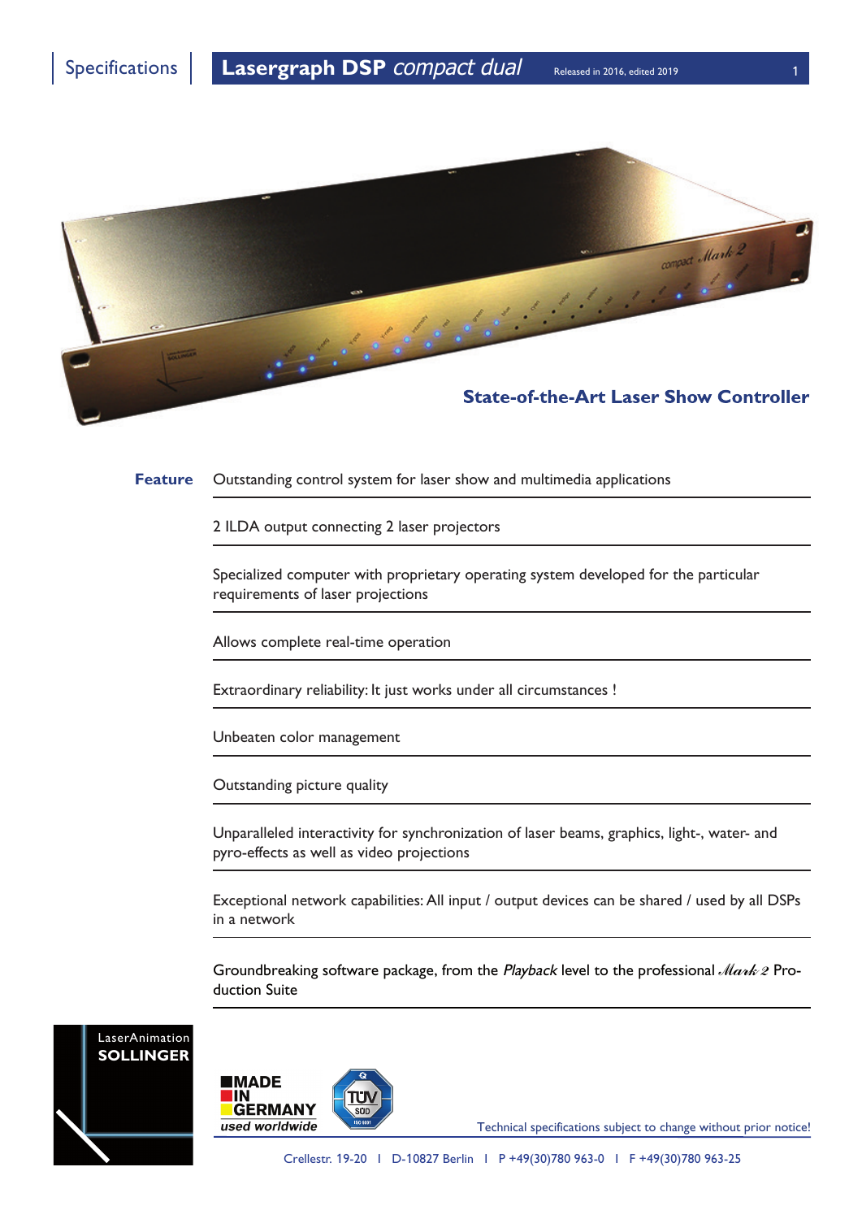# Lasergraph DSP *compact dual*

Released in 2016, edited 2019

## State-of-the-Art Laser Show Controller

| **Feature** | |
|---|---|
| | Outstanding control system for laser show and multimedia applications |
| | 2 ILDA output connecting 2 laser projectors |
| | Specialized computer with proprietary operating system developed for the particular requirements of laser projections |
| | Allows complete real-time operation |
| | Extraordinary reliability: It just works under all circumstances ! |
| | Unbeaten color management |
| | Outstanding picture quality |
| | Unparalleled interactivity for synchronization of laser beams, graphics, light-, water- and pyro-effects as well as video projections |
| | Exceptional network capabilities: All input / output devices can be shared / used by all DSPs in a network |
| | Groundbreaking software package, from the *Playback* level to the professional *Mark 2* Production Suite |

LaserAnimation **SOLLINGER**

MADE IN GERMANY *used worldwide*

Technical specifications subject to change without prior notice!

Crellestr. 19-20 I D-10827 Berlin I P +49(30)780 963-0 I F +49(30)780 963-25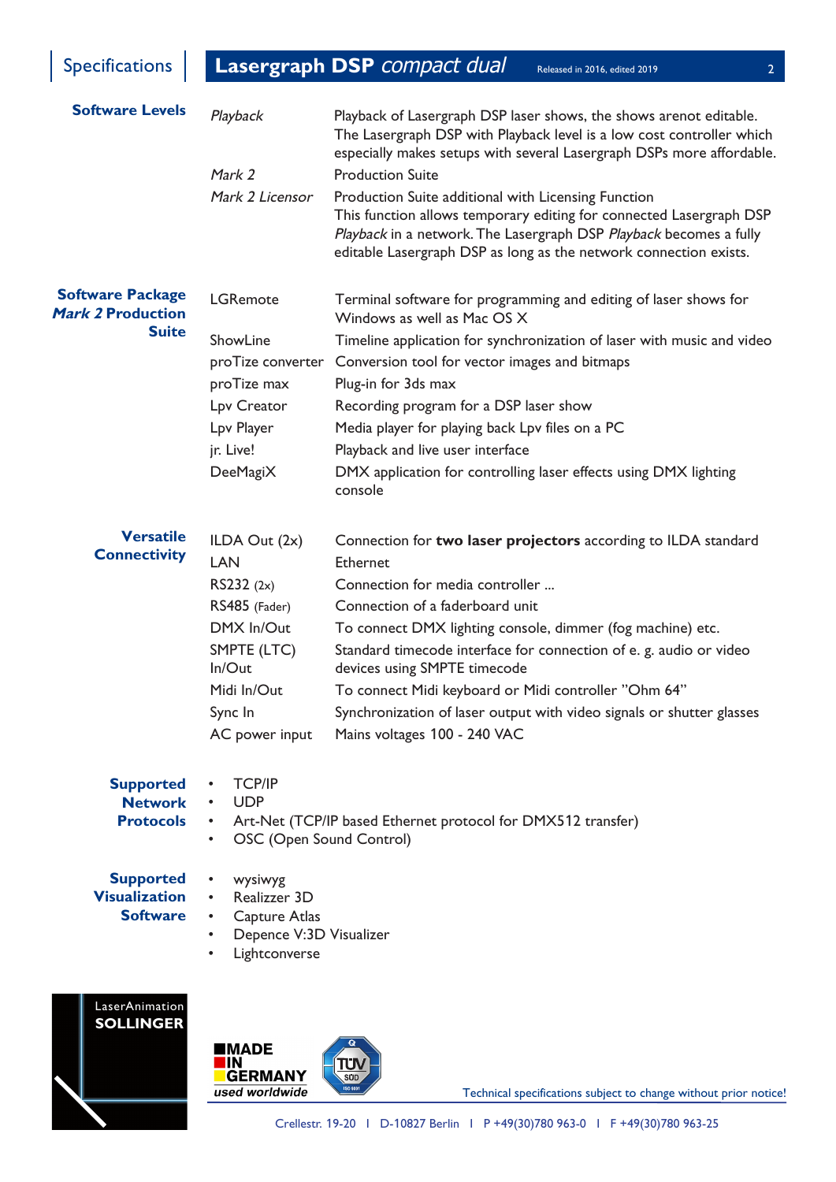## Software Levels

| | |
|---|---|
| *Playback* | Playback of Lasergraph DSP laser shows, the shows arenot editable. The Lasergraph DSP with Playback level is a low cost controller which especially makes setups with several Lasergraph DSPs more affordable. |
| *Mark 2* | Production Suite |
| *Mark 2 Licensor* | Production Suite additional with Licensing Function. This function allows temporary editing for connected Lasergraph DSP *Playback* in a network. The Lasergraph DSP *Playback* becomes a fully editable Lasergraph DSP as long as the network connection exists. |

## Software Package *Mark 2* Production Suite

| | |
|---|---|
| LGRemote | Terminal software for programming and editing of laser shows for Windows as well as Mac OS X |
| ShowLine | Timeline application for synchronization of laser with music and video |
| proTize converter | Conversion tool for vector images and bitmaps |
| proTize max | Plug-in for 3ds max |
| Lpv Creator | Recording program for a DSP laser show |
| Lpv Player | Media player for playing back Lpv files on a PC |
| jr. Live! | Playback and live user interface |
| DeeMagiX | DMX application for controlling laser effects using DMX lighting console |

## Versatile Connectivity

| | |
|---|---|
| ILDA Out (2x) | Connection for **two laser projectors** according to ILDA standard |
| LAN | Ethernet |
| RS232 (2x) | Connection for media controller ... |
| RS485 (Fader) | Connection of a faderboard unit |
| DMX In/Out | To connect DMX lighting console, dimmer (fog machine) etc. |
| SMPTE (LTC) In/Out | Standard timecode interface for connection of e. g. audio or video devices using SMPTE timecode |
| Midi In/Out | To connect Midi keyboard or Midi controller "Ohm 64" |
| Sync In | Synchronization of laser output with video signals or shutter glasses |
| AC power input | Mains voltages 100 - 240 VAC |

## Supported Network Protocols

- TCP/IP
- UDP
- Art-Net (TCP/IP based Ethernet protocol for DMX512 transfer)
- OSC (Open Sound Control)

## Supported Visualization Software

- wysiwyg
- Realizzer 3D
- Capture Atlas
- Depence V:3D Visualizer
- Lightconverse

LaserAnimation SOLLINGER

MADE IN GERMANY used worldwide

Technical specifications subject to change without prior notice!

Crellestr. 19-20 I D-10827 Berlin I P +49(30)780 963-0 I F +49(30)780 963-25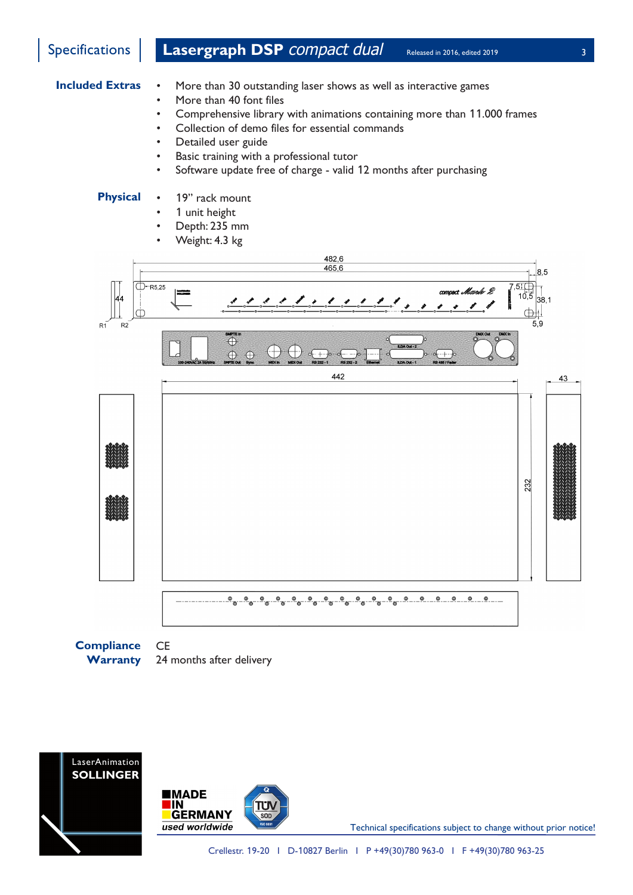## Specifications

# Lasergraph DSP *compact dual*

Released in 2016, edited 2019

**Included Extras**

- More than 30 outstanding laser shows as well as interactive games
- More than 40 font files
- Comprehensive library with animations containing more than 11.000 frames
- Collection of demo files for essential commands
- Detailed user guide
- Basic training with a professional tutor
- Software update free of charge - valid 12 months after purchasing

**Physical**

- 19" rack mount
- 1 unit height
- Depth: 235 mm
- Weight: 4.3 kg

482,6
465,6
8,5
R5,25
44
7,5
10,5
38,1
5,9
R1
R2
compact Mark 2
SMPTE In
100-240VAC 2A 50/60Hz
SMPTE Out
Sync
MIDI In
MIDI Out
RS 232 - 1
RS 232 - 2
Ethernet
ILDA Out - 2
ILDA Out - 1
RS 485 / Fader
DMX Out
DMX In
442
43
232

**Compliance** CE

**Warranty** 24 months after delivery

LaserAnimation SOLLINGER

MADE IN GERMANY used worldwide

TÜV SÜD ISO 9001

Technical specifications subject to change without prior notice!

Crellestr. 19-20 I D-10827 Berlin I P +49(30)780 963-0 I F +49(30)780 963-25